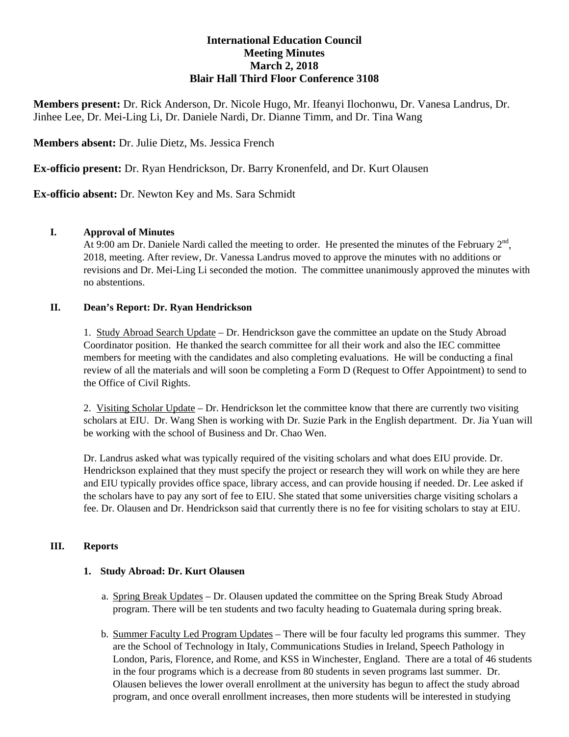**International Education Council**
**Meeting Minutes**
**March 2, 2018**
**Blair Hall Third Floor Conference 3108**

**Members present:** Dr. Rick Anderson, Dr. Nicole Hugo, Mr. Ifeanyi Ilochonwu, Dr. Vanesa Landrus, Dr. Jinhee Lee, Dr. Mei-Ling Li, Dr. Daniele Nardi, Dr. Dianne Timm, and Dr. Tina Wang

**Members absent:** Dr. Julie Dietz, Ms. Jessica French

**Ex-officio present:** Dr. Ryan Hendrickson, Dr. Barry Kronenfeld, and Dr. Kurt Olausen

**Ex-officio absent:** Dr. Newton Key and Ms. Sara Schmidt

## I. Approval of Minutes

At 9:00 am Dr. Daniele Nardi called the meeting to order. He presented the minutes of the February 2nd, 2018, meeting. After review, Dr. Vanessa Landrus moved to approve the minutes with no additions or revisions and Dr. Mei-Ling Li seconded the motion. The committee unanimously approved the minutes with no abstentions.

## II. Dean's Report: Dr. Ryan Hendrickson

1. Study Abroad Search Update – Dr. Hendrickson gave the committee an update on the Study Abroad Coordinator position. He thanked the search committee for all their work and also the IEC committee members for meeting with the candidates and also completing evaluations. He will be conducting a final review of all the materials and will soon be completing a Form D (Request to Offer Appointment) to send to the Office of Civil Rights.

2. Visiting Scholar Update – Dr. Hendrickson let the committee know that there are currently two visiting scholars at EIU. Dr. Wang Shen is working with Dr. Suzie Park in the English department. Dr. Jia Yuan will be working with the school of Business and Dr. Chao Wen.

Dr. Landrus asked what was typically required of the visiting scholars and what does EIU provide. Dr. Hendrickson explained that they must specify the project or research they will work on while they are here and EIU typically provides office space, library access, and can provide housing if needed. Dr. Lee asked if the scholars have to pay any sort of fee to EIU. She stated that some universities charge visiting scholars a fee. Dr. Olausen and Dr. Hendrickson said that currently there is no fee for visiting scholars to stay at EIU.

## III. Reports

### 1. Study Abroad: Dr. Kurt Olausen

a. Spring Break Updates – Dr. Olausen updated the committee on the Spring Break Study Abroad program. There will be ten students and two faculty heading to Guatemala during spring break.

b. Summer Faculty Led Program Updates – There will be four faculty led programs this summer. They are the School of Technology in Italy, Communications Studies in Ireland, Speech Pathology in London, Paris, Florence, and Rome, and KSS in Winchester, England. There are a total of 46 students in the four programs which is a decrease from 80 students in seven programs last summer. Dr. Olausen believes the lower overall enrollment at the university has begun to affect the study abroad program, and once overall enrollment increases, then more students will be interested in studying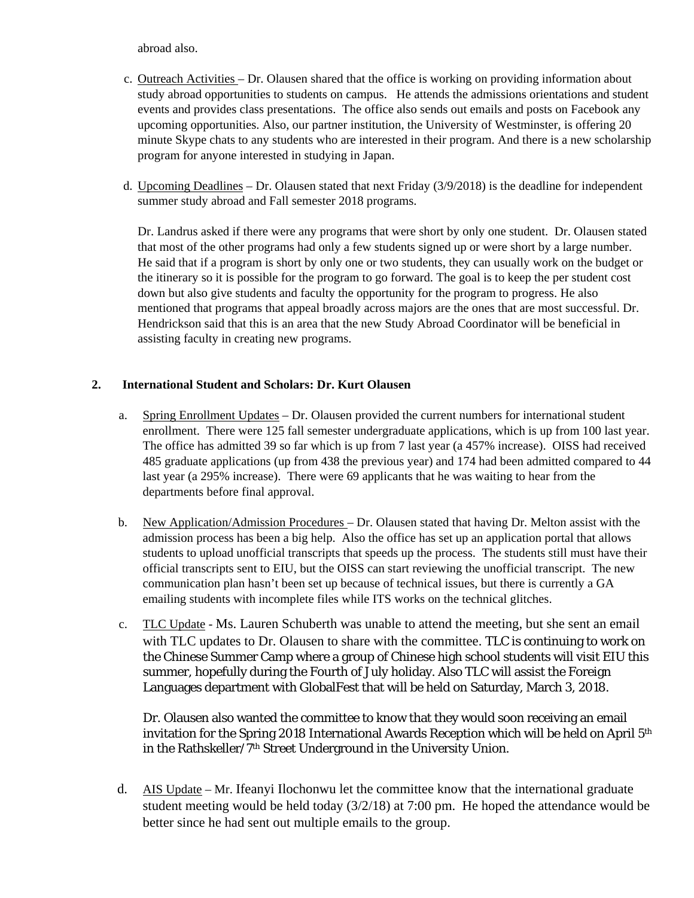abroad also.

c. Outreach Activities – Dr. Olausen shared that the office is working on providing information about study abroad opportunities to students on campus. He attends the admissions orientations and student events and provides class presentations. The office also sends out emails and posts on Facebook any upcoming opportunities. Also, our partner institution, the University of Westminster, is offering 20 minute Skype chats to any students who are interested in their program. And there is a new scholarship program for anyone interested in studying in Japan.

d. Upcoming Deadlines – Dr. Olausen stated that next Friday (3/9/2018) is the deadline for independent summer study abroad and Fall semester 2018 programs.

   Dr. Landrus asked if there were any programs that were short by only one student. Dr. Olausen stated that most of the other programs had only a few students signed up or were short by a large number. He said that if a program is short by only one or two students, they can usually work on the budget or the itinerary so it is possible for the program to go forward. The goal is to keep the per student cost down but also give students and faculty the opportunity for the program to progress. He also mentioned that programs that appeal broadly across majors are the ones that are most successful. Dr. Hendrickson said that this is an area that the new Study Abroad Coordinator will be beneficial in assisting faculty in creating new programs.

**2. International Student and Scholars: Dr. Kurt Olausen**

a. Spring Enrollment Updates – Dr. Olausen provided the current numbers for international student enrollment. There were 125 fall semester undergraduate applications, which is up from 100 last year. The office has admitted 39 so far which is up from 7 last year (a 457% increase). OISS had received 485 graduate applications (up from 438 the previous year) and 174 had been admitted compared to 44 last year (a 295% increase). There were 69 applicants that he was waiting to hear from the departments before final approval.

b. New Application/Admission Procedures – Dr. Olausen stated that having Dr. Melton assist with the admission process has been a big help. Also the office has set up an application portal that allows students to upload unofficial transcripts that speeds up the process. The students still must have their official transcripts sent to EIU, but the OISS can start reviewing the unofficial transcript. The new communication plan hasn't been set up because of technical issues, but there is currently a GA emailing students with incomplete files while ITS works on the technical glitches.

c. TLC Update - Ms. Lauren Schuberth was unable to attend the meeting, but she sent an email with TLC updates to Dr. Olausen to share with the committee. TLC is continuing to work on the Chinese Summer Camp where a group of Chinese high school students will visit EIU this summer, hopefully during the Fourth of July holiday. Also TLC will assist the Foreign Languages department with GlobalFest that will be held on Saturday, March 3, 2018.

   Dr. Olausen also wanted the committee to know that they would soon receiving an email invitation for the Spring 2018 International Awards Reception which will be held on April 5th in the Rathskeller/7th Street Underground in the University Union.

d. AIS Update – Mr. Ifeanyi Ilochonwu let the committee know that the international graduate student meeting would be held today (3/2/18) at 7:00 pm. He hoped the attendance would be better since he had sent out multiple emails to the group.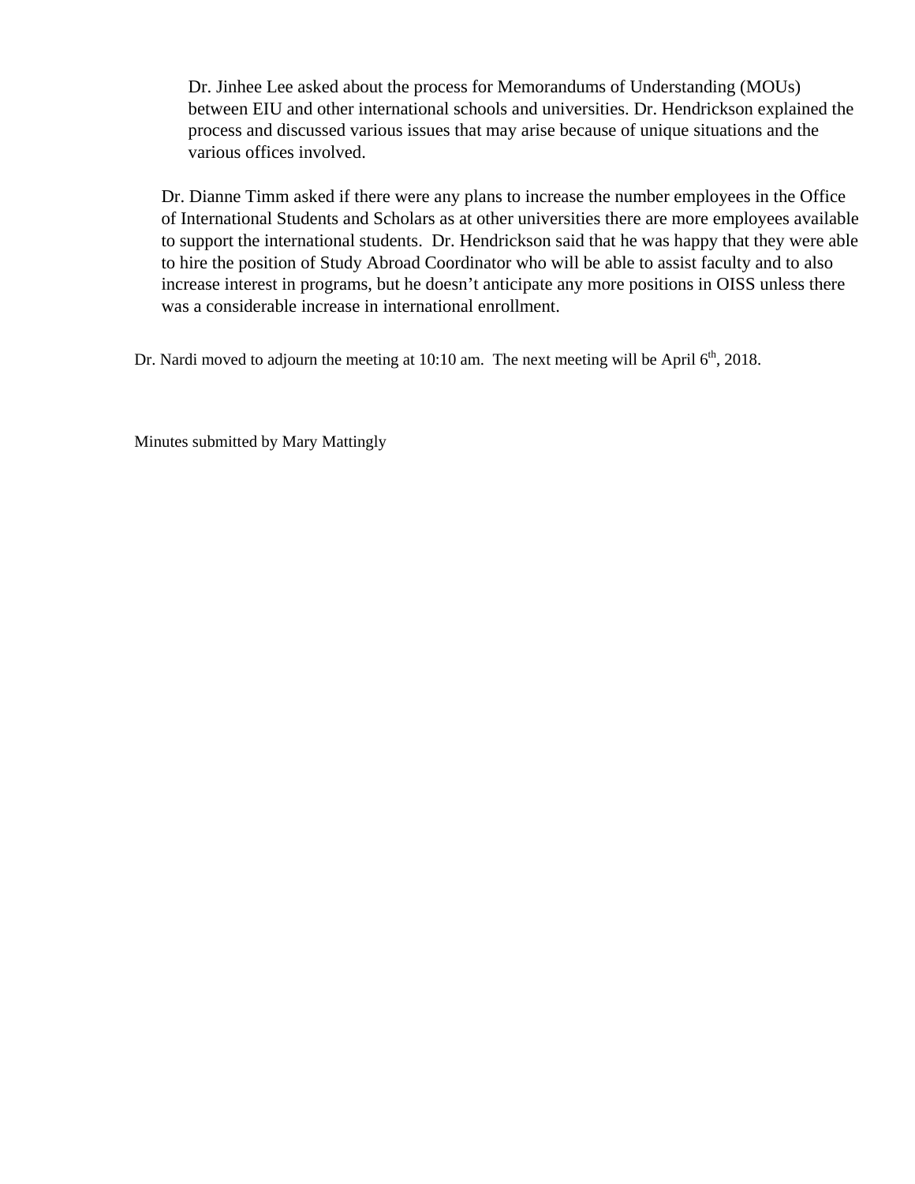Dr. Jinhee Lee asked about the process for Memorandums of Understanding (MOUs) between EIU and other international schools and universities. Dr. Hendrickson explained the process and discussed various issues that may arise because of unique situations and the various offices involved.

Dr. Dianne Timm asked if there were any plans to increase the number employees in the Office of International Students and Scholars as at other universities there are more employees available to support the international students. Dr. Hendrickson said that he was happy that they were able to hire the position of Study Abroad Coordinator who will be able to assist faculty and to also increase interest in programs, but he doesn't anticipate any more positions in OISS unless there was a considerable increase in international enrollment.

Dr. Nardi moved to adjourn the meeting at 10:10 am. The next meeting will be April 6th, 2018.

Minutes submitted by Mary Mattingly